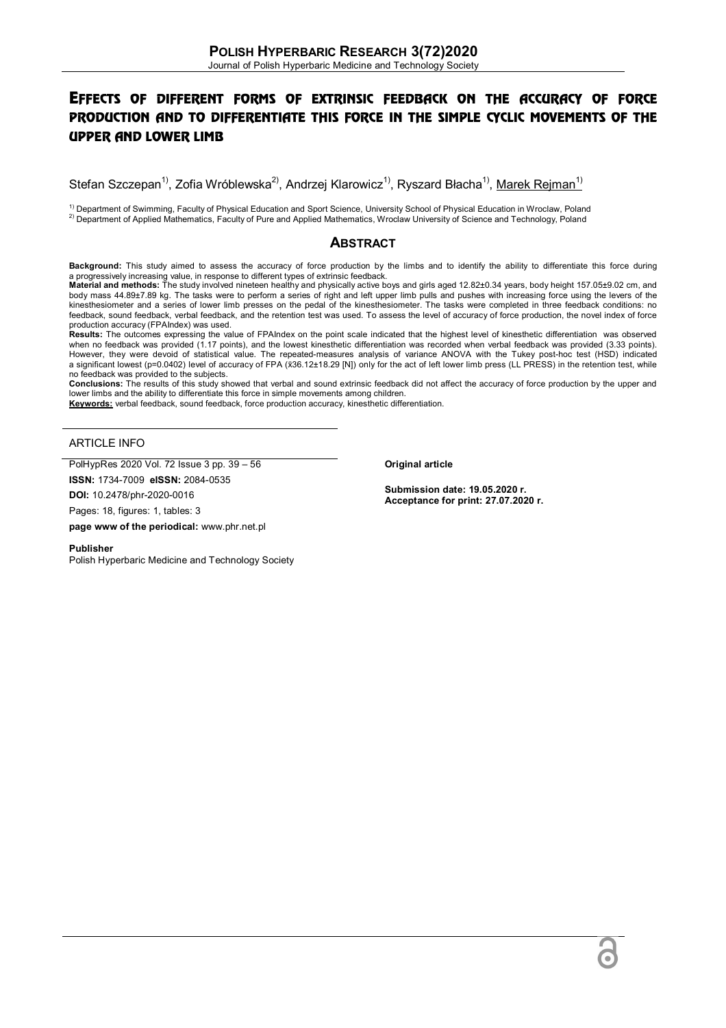# Effects of different forms of extrinsic feedback on the accuracy of force production and to differentiate this force in the simple cyclic movements of the upper and lower limb

Stefan Szczepan[1)], Zofia Wróblewska[2)], Andrzej Klarowicz[1)], Ryszard Błacha[1)], Marek Rejman[1)]

[1)] Department of Swimming, Faculty of Physical Education and Sport Science, University School of Physical Education in Wroclaw, Poland
[2)] Department of Applied Mathematics, Faculty of Pure and Applied Mathematics, Wroclaw University of Science and Technology, Poland

## Abstract

**Background:** This study aimed to assess the accuracy of force production by the limbs and to identify the ability to differentiate this force during a progressively increasing value, in response to different types of extrinsic feedback.

**Material and methods:** The study involved nineteen healthy and physically active boys and girls aged 12.82±0.34 years, body height 157.05±9.02 cm, and body mass 44.89±7.89 kg. The tasks were to perform a series of right and left upper limb pulls and pushes with increasing force using the levers of the kinesthesiometer and a series of lower limb presses on the pedal of the kinesthesiometer. The tasks were completed in three feedback conditions: no feedback, sound feedback, verbal feedback, and the retention test was used. To assess the level of accuracy of force production, the novel index of force production accuracy (FPAIndex) was used.

**Results:** The outcomes expressing the value of FPAIndex on the point scale indicated that the highest level of kinesthetic differentiation was observed when no feedback was provided (1.17 points), and the lowest kinesthetic differentiation was recorded when verbal feedback was provided (3.33 points). However, they were devoid of statistical value. The repeated-measures analysis of variance ANOVA with the Tukey post-hoc test (HSD) indicated a significant lowest ($p=0.0402$) level of accuracy of FPA ($\bar{x}$36.12±18.29 [N]) only for the act of left lower limb press (LL PRESS) in the retention test, while no feedback was provided to the subjects.

**Conclusions:** The results of this study showed that verbal and sound extrinsic feedback did not affect the accuracy of force production by the upper and lower limbs and the ability to differentiate this force in simple movements among children.

**Keywords:** verbal feedback, sound feedback, force production accuracy, kinesthetic differentiation.

## ARTICLE INFO

PolHypRes 2020 Vol. 72 Issue 3 pp. 39 – 56

**ISSN:** 1734-7009 **eISSN:** 2084-0535

**DOI:** 10.2478/phr-2020-0016

Pages: 18, figures: 1, tables: 3

**page www of the periodical:** www.phr.net.pl

**Publisher**
Polish Hyperbaric Medicine and Technology Society

**Original article**

**Submission date: 19.05.2020 r.**
**Acceptance for print: 27.07.2020 r.**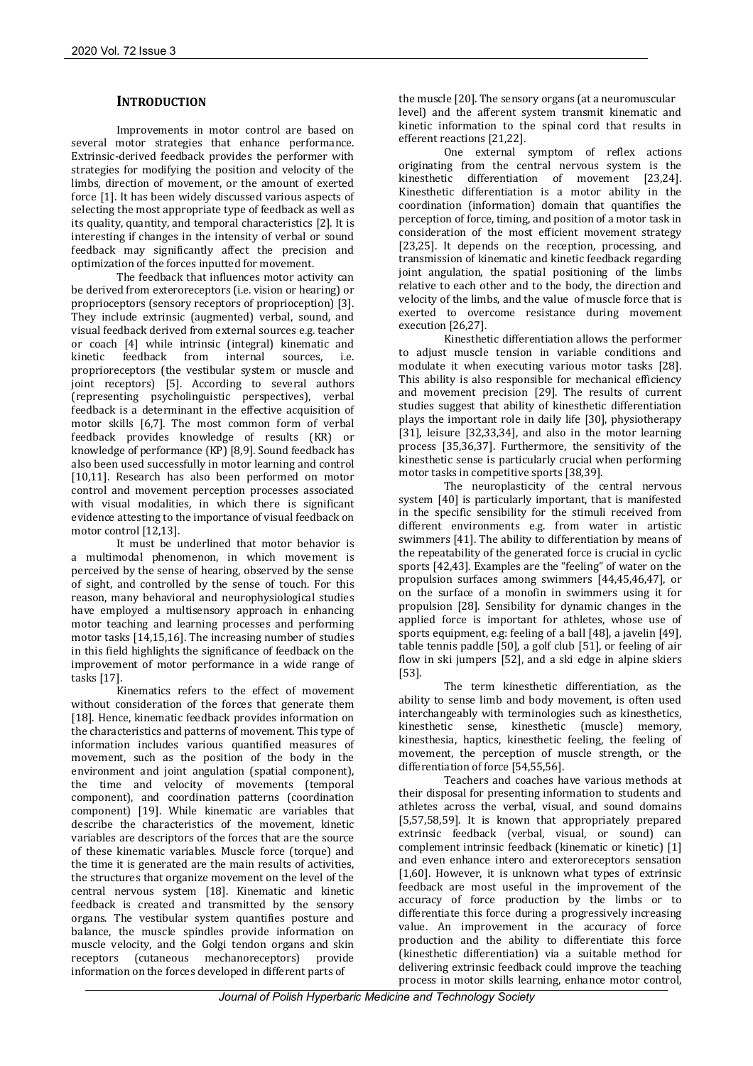## INTRODUCTION

Improvements in motor control are based on several motor strategies that enhance performance. Extrinsic-derived feedback provides the performer with strategies for modifying the position and velocity of the limbs, direction of movement, or the amount of exerted force [1]. It has been widely discussed various aspects of selecting the most appropriate type of feedback as well as its quality, quantity, and temporal characteristics [2]. It is interesting if changes in the intensity of verbal or sound feedback may significantly affect the precision and optimization of the forces inputted for movement.

The feedback that influences motor activity can be derived from exteroreceptors (i.e. vision or hearing) or proprioceptors (sensory receptors of proprioception) [3]. They include extrinsic (augmented) verbal, sound, and visual feedback derived from external sources e.g. teacher or coach [4] while intrinsic (integral) kinematic and kinetic feedback from internal sources, i.e. proprioreceptors (the vestibular system or muscle and joint receptors) [5]. According to several authors (representing psycholinguistic perspectives), verbal feedback is a determinant in the effective acquisition of motor skills [6,7]. The most common form of verbal feedback provides knowledge of results (KR) or knowledge of performance (KP) [8,9]. Sound feedback has also been used successfully in motor learning and control [10,11]. Research has also been performed on motor control and movement perception processes associated with visual modalities, in which there is significant evidence attesting to the importance of visual feedback on motor control [12,13].

It must be underlined that motor behavior is a multimodal phenomenon, in which movement is perceived by the sense of hearing, observed by the sense of sight, and controlled by the sense of touch. For this reason, many behavioral and neurophysiological studies have employed a multisensory approach in enhancing motor teaching and learning processes and performing motor tasks [14,15,16]. The increasing number of studies in this field highlights the significance of feedback on the improvement of motor performance in a wide range of tasks [17].

Kinematics refers to the effect of movement without consideration of the forces that generate them [18]. Hence, kinematic feedback provides information on the characteristics and patterns of movement. This type of information includes various quantified measures of movement, such as the position of the body in the environment and joint angulation (spatial component), the time and velocity of movements (temporal component), and coordination patterns (coordination component) [19]. While kinematic are variables that describe the characteristics of the movement, kinetic variables are descriptors of the forces that are the source of these kinematic variables. Muscle force (torque) and the time it is generated are the main results of activities, the structures that organize movement on the level of the central nervous system [18]. Kinematic and kinetic feedback is created and transmitted by the sensory organs. The vestibular system quantifies posture and balance, the muscle spindles provide information on muscle velocity, and the Golgi tendon organs and skin receptors (cutaneous mechanoreceptors) provide information on the forces developed in different parts of the muscle [20]. The sensory organs (at a neuromuscular level) and the afferent system transmit kinematic and kinetic information to the spinal cord that results in efferent reactions [21,22].

One external symptom of reflex actions originating from the central nervous system is the kinesthetic differentiation of movement [23,24]. Kinesthetic differentiation is a motor ability in the coordination (information) domain that quantifies the perception of force, timing, and position of a motor task in consideration of the most efficient movement strategy [23,25]. It depends on the reception, processing, and transmission of kinematic and kinetic feedback regarding joint angulation, the spatial positioning of the limbs relative to each other and to the body, the direction and velocity of the limbs, and the value of muscle force that is exerted to overcome resistance during movement execution [26,27].

Kinesthetic differentiation allows the performer to adjust muscle tension in variable conditions and modulate it when executing various motor tasks [28]. This ability is also responsible for mechanical efficiency and movement precision [29]. The results of current studies suggest that ability of kinesthetic differentiation plays the important role in daily life [30], physiotherapy [31], leisure [32,33,34], and also in the motor learning process [35,36,37]. Furthermore, the sensitivity of the kinesthetic sense is particularly crucial when performing motor tasks in competitive sports [38,39].

The neuroplasticity of the central nervous system [40] is particularly important, that is manifested in the specific sensibility for the stimuli received from different environments e.g. from water in artistic swimmers [41]. The ability to differentiation by means of the repeatability of the generated force is crucial in cyclic sports [42,43]. Examples are the "feeling" of water on the propulsion surfaces among swimmers [44,45,46,47], or on the surface of a monofin in swimmers using it for propulsion [28]. Sensibility for dynamic changes in the applied force is important for athletes, whose use of sports equipment, e.g: feeling of a ball [48], a javelin [49], table tennis paddle [50], a golf club [51], or feeling of air flow in ski jumpers [52], and a ski edge in alpine skiers [53].

The term kinesthetic differentiation, as the ability to sense limb and body movement, is often used interchangeably with terminologies such as kinesthetics, kinesthetic sense, kinesthetic (muscle) memory, kinesthesia, haptics, kinesthetic feeling, the feeling of movement, the perception of muscle strength, or the differentiation of force [54,55,56].

Teachers and coaches have various methods at their disposal for presenting information to students and athletes across the verbal, visual, and sound domains [5,57,58,59]. It is known that appropriately prepared extrinsic feedback (verbal, visual, or sound) can complement intrinsic feedback (kinematic or kinetic) [1] and even enhance intero and exteroreceptors sensation [1,60]. However, it is unknown what types of extrinsic feedback are most useful in the improvement of the accuracy of force production by the limbs or to differentiate this force during a progressively increasing value. An improvement in the accuracy of force production and the ability to differentiate this force (kinesthetic differentiation) via a suitable method for delivering extrinsic feedback could improve the teaching process in motor skills learning, enhance motor control,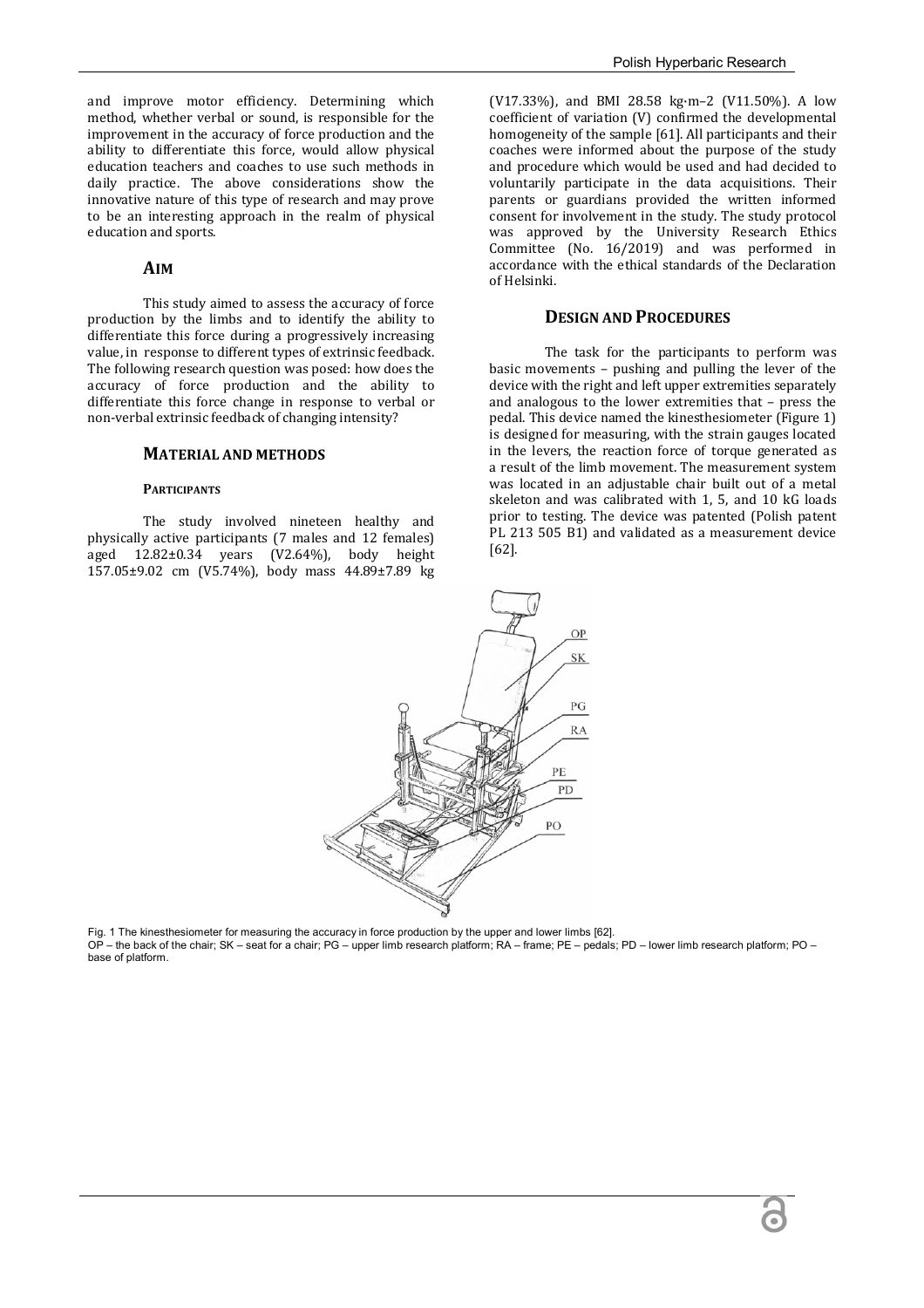and improve motor efficiency. Determining which method, whether verbal or sound, is responsible for the improvement in the accuracy of force production and the ability to differentiate this force, would allow physical education teachers and coaches to use such methods in daily practice. The above considerations show the innovative nature of this type of research and may prove to be an interesting approach in the realm of physical education and sports.

## AIM

This study aimed to assess the accuracy of force production by the limbs and to identify the ability to differentiate this force during a progressively increasing value, in response to different types of extrinsic feedback. The following research question was posed: how does the accuracy of force production and the ability to differentiate this force change in response to verbal or non-verbal extrinsic feedback of changing intensity?

## MATERIAL AND METHODS

### PARTICIPANTS

The study involved nineteen healthy and physically active participants (7 males and 12 females) aged 12.82±0.34 years (V2.64%), body height 157.05±9.02 cm (V5.74%), body mass 44.89±7.89 kg (V17.33%), and BMI 28.58 kg·m–2 (V11.50%). A low coefficient of variation (V) confirmed the developmental homogeneity of the sample [61]. All participants and their coaches were informed about the purpose of the study and procedure which would be used and had decided to voluntarily participate in the data acquisitions. Their parents or guardians provided the written informed consent for involvement in the study. The study protocol was approved by the University Research Ethics Committee (No. 16/2019) and was performed in accordance with the ethical standards of the Declaration of Helsinki.

## DESIGN AND PROCEDURES

The task for the participants to perform was basic movements – pushing and pulling the lever of the device with the right and left upper extremities separately and analogous to the lower extremities that – press the pedal. This device named the kinesthesiometer (Figure 1) is designed for measuring, with the strain gauges located in the levers, the reaction force of torque generated as a result of the limb movement. The measurement system was located in an adjustable chair built out of a metal skeleton and was calibrated with 1, 5, and 10 kG loads prior to testing. The device was patented (Polish patent PL 213 505 B1) and validated as a measurement device [62].

Fig. 1 The kinesthesiometer for measuring the accuracy in force production by the upper and lower limbs [62].
OP – the back of the chair; SK – seat for a chair; PG – upper limb research platform; RA – frame; PE – pedals; PD – lower limb research platform; PO – base of platform.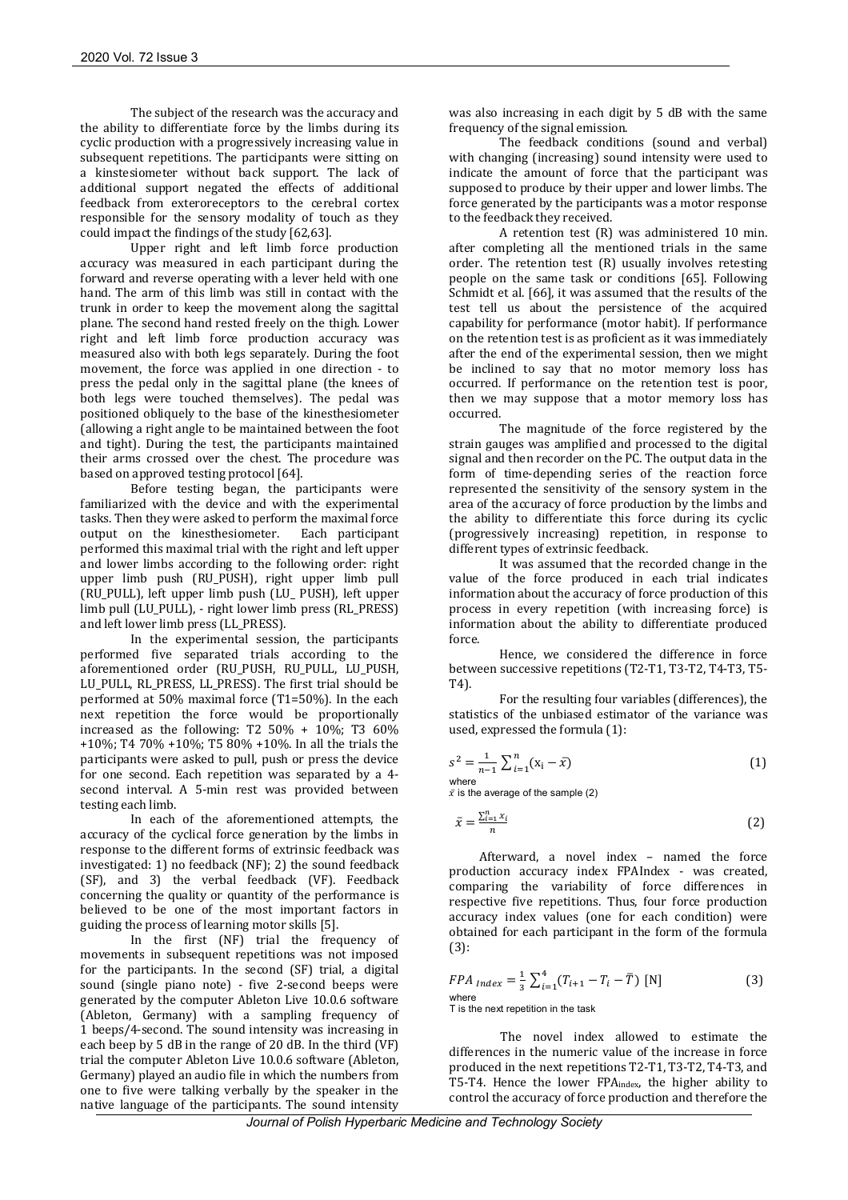The subject of the research was the accuracy and the ability to differentiate force by the limbs during its cyclic production with a progressively increasing value in subsequent repetitions. The participants were sitting on a kinstesiometer without back support. The lack of additional support negated the effects of additional feedback from exteroreceptors to the cerebral cortex responsible for the sensory modality of touch as they could impact the findings of the study [62,63].

Upper right and left limb force production accuracy was measured in each participant during the forward and reverse operating with a lever held with one hand. The arm of this limb was still in contact with the trunk in order to keep the movement along the sagittal plane. The second hand rested freely on the thigh. Lower right and left limb force production accuracy was measured also with both legs separately. During the foot movement, the force was applied in one direction - to press the pedal only in the sagittal plane (the knees of both legs were touched themselves). The pedal was positioned obliquely to the base of the kinesthesiometer (allowing a right angle to be maintained between the foot and tight). During the test, the participants maintained their arms crossed over the chest. The procedure was based on approved testing protocol [64].

Before testing began, the participants were familiarized with the device and with the experimental tasks. Then they were asked to perform the maximal force output on the kinesthesiometer. Each participant performed this maximal trial with the right and left upper and lower limbs according to the following order: right upper limb push (RU_PUSH), right upper limb pull (RU_PULL), left upper limb push (LU_ PUSH), left upper limb pull (LU_PULL), - right lower limb press (RL_PRESS) and left lower limb press (LL_PRESS).

In the experimental session, the participants performed five separated trials according to the aforementioned order (RU_PUSH, RU_PULL, LU_PUSH, LU_PULL, RL_PRESS, LL_PRESS). The first trial should be performed at 50% maximal force (T1=50%). In the each next repetition the force would be proportionally increased as the following: T2 50% + 10%; T3 60% +10%; T4 70% +10%; T5 80% +10%. In all the trials the participants were asked to pull, push or press the device for one second. Each repetition was separated by a 4-second interval. A 5-min rest was provided between testing each limb.

In each of the aforementioned attempts, the accuracy of the cyclical force generation by the limbs in response to the different forms of extrinsic feedback was investigated: 1) no feedback (NF); 2) the sound feedback (SF), and 3) the verbal feedback (VF). Feedback concerning the quality or quantity of the performance is believed to be one of the most important factors in guiding the process of learning motor skills [5].

In the first (NF) trial the frequency of movements in subsequent repetitions was not imposed for the participants. In the second (SF) trial, a digital sound (single piano note) - five 2-second beeps were generated by the computer Ableton Live 10.0.6 software (Ableton, Germany) with a sampling frequency of 1 beeps/4-second. The sound intensity was increasing in each beep by 5 dB in the range of 20 dB. In the third (VF) trial the computer Ableton Live 10.0.6 software (Ableton, Germany) played an audio file in which the numbers from one to five were talking verbally by the speaker in the native language of the participants. The sound intensity was also increasing in each digit by 5 dB with the same frequency of the signal emission.

The feedback conditions (sound and verbal) with changing (increasing) sound intensity were used to indicate the amount of force that the participant was supposed to produce by their upper and lower limbs. The force generated by the participants was a motor response to the feedback they received.

A retention test (R) was administered 10 min. after completing all the mentioned trials in the same order. The retention test (R) usually involves retesting people on the same task or conditions [65]. Following Schmidt et al. [66], it was assumed that the results of the test tell us about the persistence of the acquired capability for performance (motor habit). If performance on the retention test is as proficient as it was immediately after the end of the experimental session, then we might be inclined to say that no motor memory loss has occurred. If performance on the retention test is poor, then we may suppose that a motor memory loss has occurred.

The magnitude of the force registered by the strain gauges was amplified and processed to the digital signal and then recorder on the PC. The output data in the form of time-depending series of the reaction force represented the sensitivity of the sensory system in the area of the accuracy of force production by the limbs and the ability to differentiate this force during its cyclic (progressively increasing) repetition, in response to different types of extrinsic feedback.

It was assumed that the recorded change in the value of the force produced in each trial indicates information about the accuracy of force production of this process in every repetition (with increasing force) is information about the ability to differentiate produced force.

Hence, we considered the difference in force between successive repetitions (T2-T1, T3-T2, T4-T3, T5-T4).

For the resulting four variables (differences), the statistics of the unbiased estimator of the variance was used, expressed the formula (1):

$$s^2 = \frac{1}{n-1}\sum_{i=1}^{n}(x_i - \bar{x}) \tag{1}$$

where

$\bar{x}$ is the average of the sample (2)

$$\bar{x} = \frac{\sum_{i=1}^{n} x_i}{n} \tag{2}$$

Afterward, a novel index – named the force production accuracy index FPAIndex - was created, comparing the variability of force differences in respective five repetitions. Thus, four force production accuracy index values (one for each condition) were obtained for each participant in the form of the formula (3):

$$FPA_{Index} = \frac{1}{3}\sum_{i=1}^{4}(T_{i+1} - T_i - \bar{T}) \ [\mathrm{N}] \tag{3}$$

where

T is the next repetition in the task

The novel index allowed to estimate the differences in the numeric value of the increase in force produced in the next repetitions T2-T1, T3-T2, T4-T3, and T5-T4. Hence the lower $FPA_{index}$, the higher ability to control the accuracy of force production and therefore the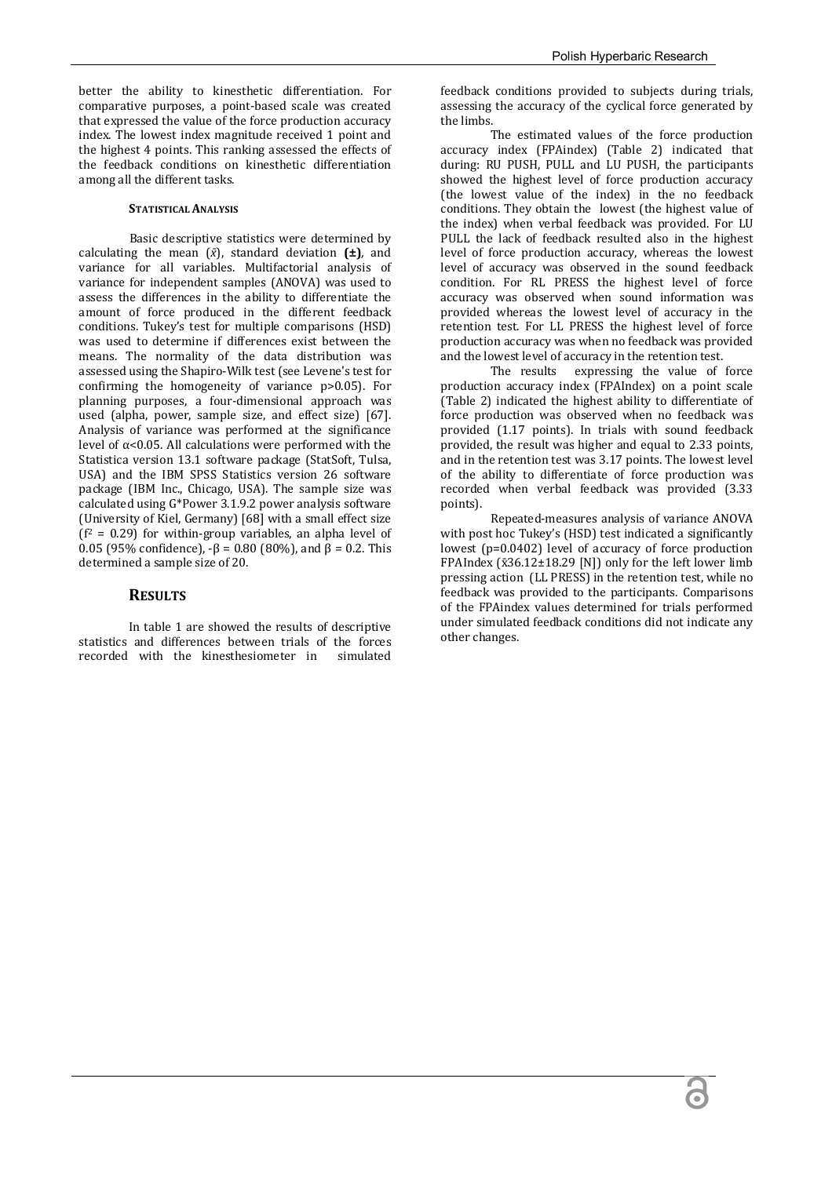better the ability to kinesthetic differentiation. For comparative purposes, a point-based scale was created that expressed the value of the force production accuracy index. The lowest index magnitude received 1 point and the highest 4 points. This ranking assessed the effects of the feedback conditions on kinesthetic differentiation among all the different tasks.

#### STATISTICAL ANALYSIS

Basic descriptive statistics were determined by calculating the mean ($\bar{x}$), standard deviation **(±)**, and variance for all variables. Multifactorial analysis of variance for independent samples (ANOVA) was used to assess the differences in the ability to differentiate the amount of force produced in the different feedback conditions. Tukey's test for multiple comparisons (HSD) was used to determine if differences exist between the means. The normality of the data distribution was assessed using the Shapiro-Wilk test (see Levene's test for confirming the homogeneity of variance p>0.05). For planning purposes, a four-dimensional approach was used (alpha, power, sample size, and effect size) [67]. Analysis of variance was performed at the significance level of $\alpha<0.05$. All calculations were performed with the Statistica version 13.1 software package (StatSoft, Tulsa, USA) and the IBM SPSS Statistics version 26 software package (IBM Inc., Chicago, USA). The sample size was calculated using G*Power 3.1.9.2 power analysis software (University of Kiel, Germany) [68] with a small effect size ($f^2 = 0.29$) for within-group variables, an alpha level of 0.05 (95% confidence), $-\beta = 0.80$ (80%), and $\beta = 0.2$. This determined a sample size of 20.

## RESULTS

In table 1 are showed the results of descriptive statistics and differences between trials of the forces recorded with the kinesthesiometer in simulated feedback conditions provided to subjects during trials, assessing the accuracy of the cyclical force generated by the limbs.

The estimated values of the force production accuracy index (FPAindex) (Table 2) indicated that during: RU PUSH, PULL and LU PUSH, the participants showed the highest level of force production accuracy (the lowest value of the index) in the no feedback conditions. They obtain the lowest (the highest value of the index) when verbal feedback was provided. For LU PULL the lack of feedback resulted also in the highest level of force production accuracy, whereas the lowest level of accuracy was observed in the sound feedback condition. For RL PRESS the highest level of force accuracy was observed when sound information was provided whereas the lowest level of accuracy in the retention test. For LL PRESS the highest level of force production accuracy was when no feedback was provided and the lowest level of accuracy in the retention test.

The results expressing the value of force production accuracy index (FPAIndex) on a point scale (Table 2) indicated the highest ability to differentiate of force production was observed when no feedback was provided (1.17 points). In trials with sound feedback provided, the result was higher and equal to 2.33 points, and in the retention test was 3.17 points. The lowest level of the ability to differentiate of force production was recorded when verbal feedback was provided (3.33 points).

Repeated-measures analysis of variance ANOVA with post hoc Tukey's (HSD) test indicated a significantly lowest (p=0.0402) level of accuracy of force production FPAIndex ($\bar{x}$36.12±18.29 [N]) only for the left lower limb pressing action (LL PRESS) in the retention test, while no feedback was provided to the participants. Comparisons of the FPAindex values determined for trials performed under simulated feedback conditions did not indicate any other changes.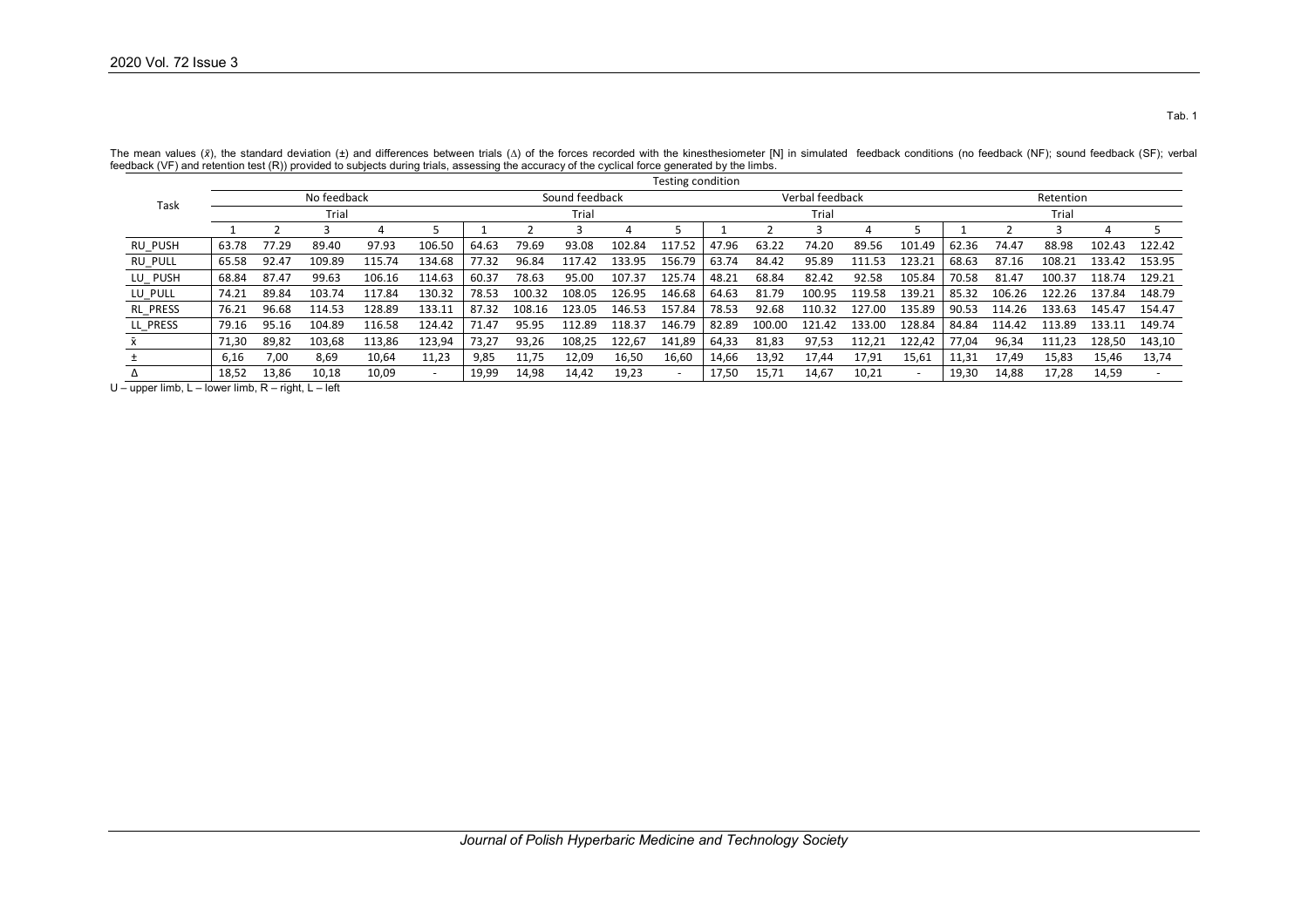Tab. 1

The mean values ($\bar{x}$), the standard deviation (±) and differences between trials (Δ) of the forces recorded with the kinesthesiometer [N] in simulated feedback conditions (no feedback (NF); sound feedback (SF); verbal feedback (VF) and retention test (R)) provided to subjects during trials, assessing the accuracy of the cyclical force generated by the limbs.

| Task | Testing condition | | | | | | | | | | | | | | | | | | | |
|---|---|---|---|---|---|---|---|---|---|---|---|---|---|---|---|---|---|---|---|---|
| | No feedback | | | | | Sound feedback | | | | | Verbal feedback | | | | | Retention | | | | |
| | Trial | | | | | Trial | | | | | Trial | | | | | Trial | | | | |
| | 1 | 2 | 3 | 4 | 5 | 1 | 2 | 3 | 4 | 5 | 1 | 2 | 3 | 4 | 5 | 1 | 2 | 3 | 4 | 5 |
| RU_PUSH | 63.78 | 77.29 | 89.40 | 97.93 | 106.50 | 64.63 | 79.69 | 93.08 | 102.84 | 117.52 | 47.96 | 63.22 | 74.20 | 89.56 | 101.49 | 62.36 | 74.47 | 88.98 | 102.43 | 122.42 |
| RU_PULL | 65.58 | 92.47 | 109.89 | 115.74 | 134.68 | 77.32 | 96.84 | 117.42 | 133.95 | 156.79 | 63.74 | 84.42 | 95.89 | 111.53 | 123.21 | 68.63 | 87.16 | 108.21 | 133.42 | 153.95 |
| LU_ PUSH | 68.84 | 87.47 | 99.63 | 106.16 | 114.63 | 60.37 | 78.63 | 95.00 | 107.37 | 125.74 | 48.21 | 68.84 | 82.42 | 92.58 | 105.84 | 70.58 | 81.47 | 100.37 | 118.74 | 129.21 |
| LU_PULL | 74.21 | 89.84 | 103.74 | 117.84 | 130.32 | 78.53 | 100.32 | 108.05 | 126.95 | 146.68 | 64.63 | 81.79 | 100.95 | 119.58 | 139.21 | 85.32 | 106.26 | 122.26 | 137.84 | 148.79 |
| RL_PRESS | 76.21 | 96.68 | 114.53 | 128.89 | 133.11 | 87.32 | 108.16 | 123.05 | 146.53 | 157.84 | 78.53 | 92.68 | 110.32 | 127.00 | 135.89 | 90.53 | 114.26 | 133.63 | 145.47 | 154.47 |
| LL_PRESS | 79.16 | 95.16 | 104.89 | 116.58 | 124.42 | 71.47 | 95.95 | 112.89 | 118.37 | 146.79 | 82.89 | 100.00 | 121.42 | 133.00 | 128.84 | 84.84 | 114.42 | 113.89 | 133.11 | 149.74 |
| $\bar{x}$ | 71,30 | 89,82 | 103,68 | 113,86 | 123,94 | 73,27 | 93,26 | 108,25 | 122,67 | 141,89 | 64,33 | 81,83 | 97,53 | 112,21 | 122,42 | 77,04 | 96,34 | 111,23 | 128,50 | 143,10 |
| ± | 6,16 | 7,00 | 8,69 | 10,64 | 11,23 | 9,85 | 11,75 | 12,09 | 16,50 | 16,60 | 14,66 | 13,92 | 17,44 | 17,91 | 15,61 | 11,31 | 17,49 | 15,83 | 15,46 | 13,74 |
| Δ | 18,52 | 13,86 | 10,18 | 10,09 | - | 19,99 | 14,98 | 14,42 | 19,23 | - | 17,50 | 15,71 | 14,67 | 10,21 | - | 19,30 | 14,88 | 17,28 | 14,59 | - |

U – upper limb, L – lower limb, R – right, L – left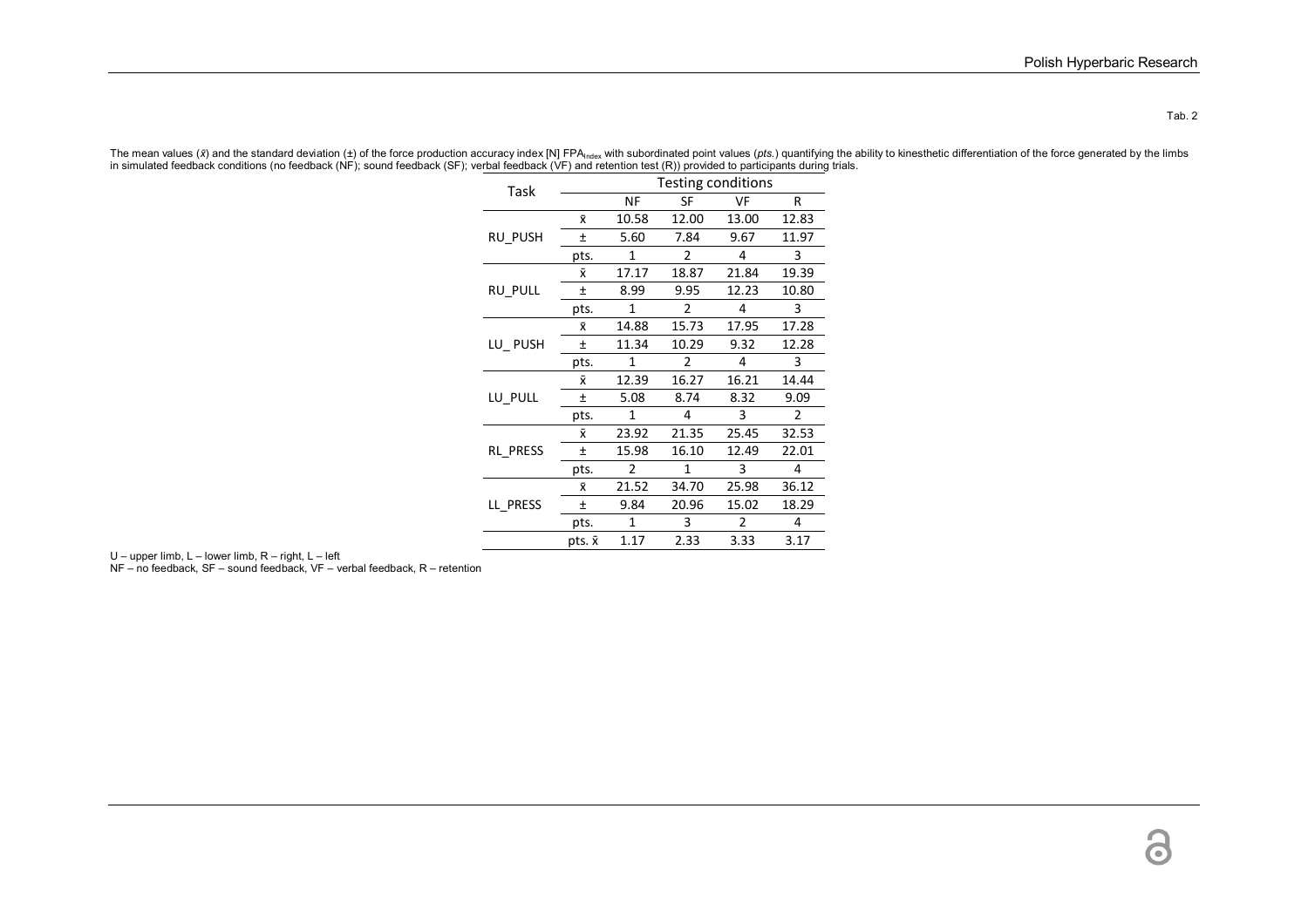Tab. 2

The mean values ($\bar{x}$) and the standard deviation (±) of the force production accuracy index [N] $FPA_{Index}$ with subordinated point values (*pts.*) quantifying the ability to kinesthetic differentiation of the force generated by the limbs in simulated feedback conditions (no feedback (NF); sound feedback (SF); verbal feedback (VF) and retention test (R)) provided to participants during trials.

| Task | | Testing conditions | | | |
|---|---|---|---|---|---|
| | | NF | SF | VF | R |
| RU_PUSH | $\bar{x}$ | 10.58 | 12.00 | 13.00 | 12.83 |
| | ± | 5.60 | 7.84 | 9.67 | 11.97 |
| | pts. | 1 | 2 | 4 | 3 |
| RU_PULL | $\bar{x}$ | 17.17 | 18.87 | 21.84 | 19.39 |
| | ± | 8.99 | 9.95 | 12.23 | 10.80 |
| | pts. | 1 | 2 | 4 | 3 |
| LU_ PUSH | $\bar{x}$ | 14.88 | 15.73 | 17.95 | 17.28 |
| | ± | 11.34 | 10.29 | 9.32 | 12.28 |
| | pts. | 1 | 2 | 4 | 3 |
| LU_PULL | $\bar{x}$ | 12.39 | 16.27 | 16.21 | 14.44 |
| | ± | 5.08 | 8.74 | 8.32 | 9.09 |
| | pts. | 1 | 4 | 3 | 2 |
| RL_PRESS | $\bar{x}$ | 23.92 | 21.35 | 25.45 | 32.53 |
| | ± | 15.98 | 16.10 | 12.49 | 22.01 |
| | pts. | 2 | 1 | 3 | 4 |
| LL_PRESS | $\bar{x}$ | 21.52 | 34.70 | 25.98 | 36.12 |
| | ± | 9.84 | 20.96 | 15.02 | 18.29 |
| | pts. | 1 | 3 | 2 | 4 |
| | pts. $\bar{x}$ | 1.17 | 2.33 | 3.33 | 3.17 |

U – upper limb, L – lower limb, R – right, L – left
NF – no feedback, SF – sound feedback, VF – verbal feedback, R – retention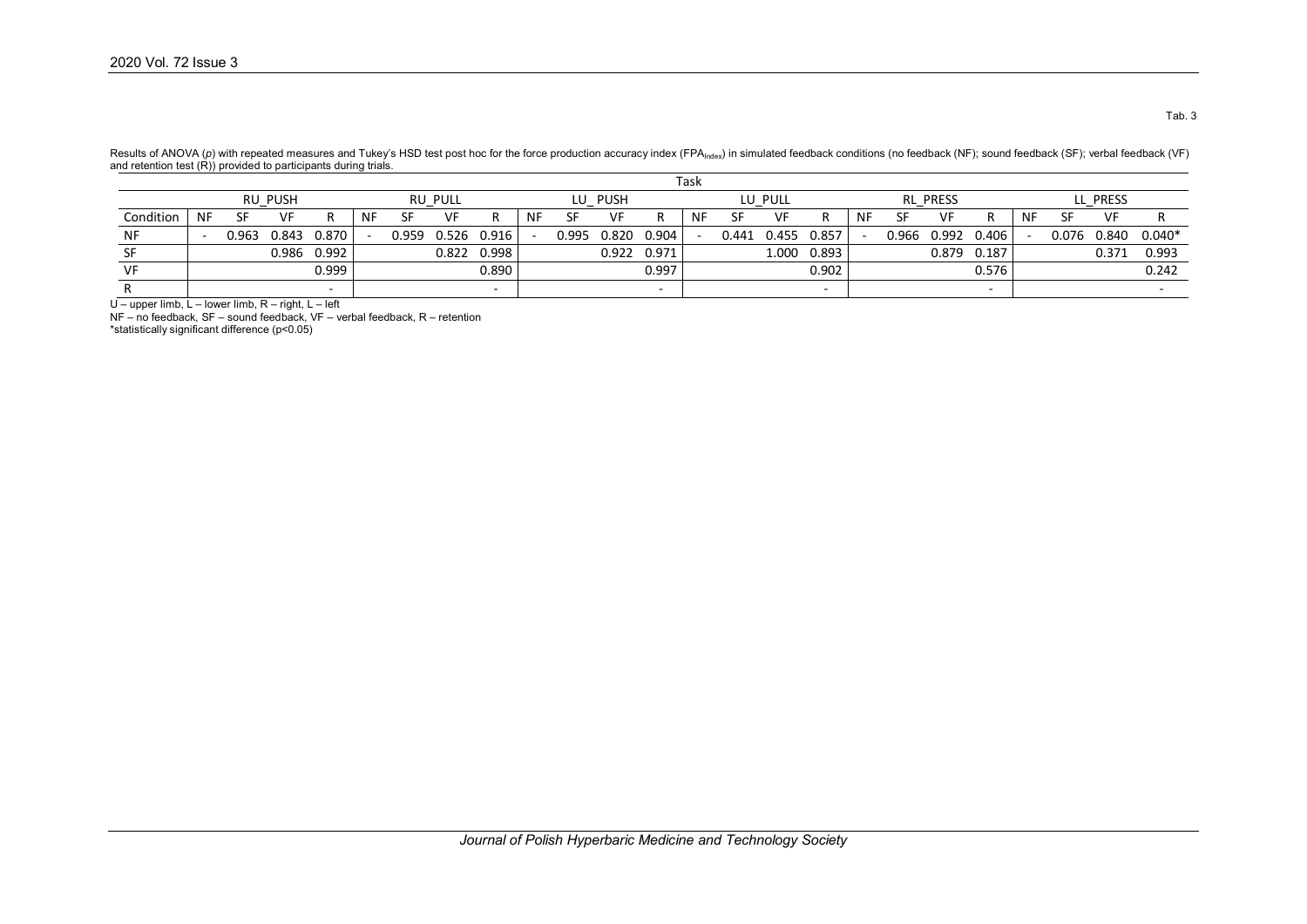Tab. 3

Results of ANOVA (*p*) with repeated measures and Tukey's HSD test post hoc for the force production accuracy index ($FPA_{Index}$) in simulated feedback conditions (no feedback (NF); sound feedback (SF); verbal feedback (VF) and retention test (R)) provided to participants during trials.

| | Task | | | | | | | | | | | | | | | | | | | | | | | |
|---|---|---|---|---|---|---|---|---|---|---|---|---|---|---|---|---|---|---|---|---|---|---|---|---|
| | RU_PUSH | | | | RU_PULL | | | | LU_ PUSH | | | | LU_PULL | | | | RL_PRESS | | | | LL_PRESS | | | |
| Condition | NF | SF | VF | R | NF | SF | VF | R | NF | SF | VF | R | NF | SF | VF | R | NF | SF | VF | R | NF | SF | VF | R |
| NF | - | 0.963 | 0.843 | 0.870 | - | 0.959 | 0.526 | 0.916 | - | 0.995 | 0.820 | 0.904 | - | 0.441 | 0.455 | 0.857 | - | 0.966 | 0.992 | 0.406 | - | 0.076 | 0.840 | 0.040* |
| SF | | | 0.986 | 0.992 | | | 0.822 | 0.998 | | | 0.922 | 0.971 | | | 1.000 | 0.893 | | | 0.879 | 0.187 | | | 0.371 | 0.993 |
| VF | | | | 0.999 | | | | 0.890 | | | | 0.997 | | | | 0.902 | | | | 0.576 | | | | 0.242 |
| R | | | | - | | | | - | | | | - | | | | - | | | | - | | | | - |

U – upper limb, L – lower limb, R – right, L – left

NF – no feedback, SF – sound feedback, VF – verbal feedback, R – retention

*statistically significant difference ($p<0.05$)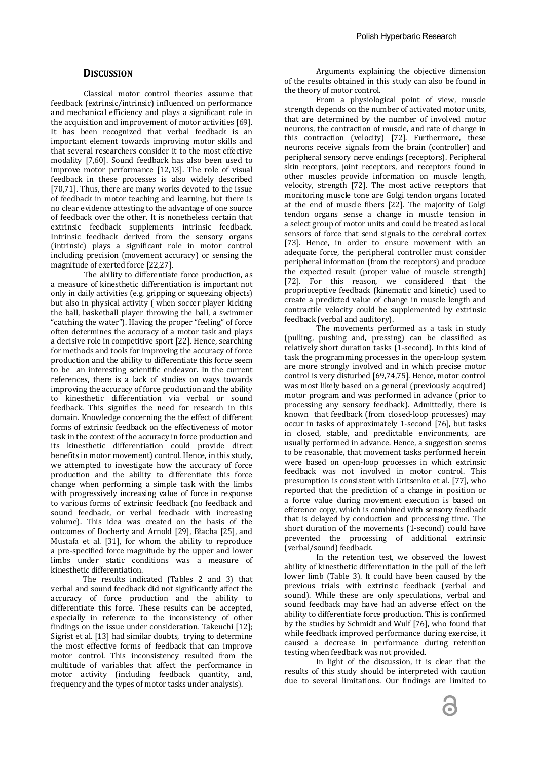## DISCUSSION

Classical motor control theories assume that feedback (extrinsic/intrinsic) influenced on performance and mechanical efficiency and plays a significant role in the acquisition and improvement of motor activities [69]. It has been recognized that verbal feedback is an important element towards improving motor skills and that several researchers consider it to the most effective modality [7,60]. Sound feedback has also been used to improve motor performance [12,13]. The role of visual feedback in these processes is also widely described [70,71]. Thus, there are many works devoted to the issue of feedback in motor teaching and learning, but there is no clear evidence attesting to the advantage of one source of feedback over the other. It is nonetheless certain that extrinsic feedback supplements intrinsic feedback. Intrinsic feedback derived from the sensory organs (intrinsic) plays a significant role in motor control including precision (movement accuracy) or sensing the magnitude of exerted force [22,27].

The ability to differentiate force production, as a measure of kinesthetic differentiation is important not only in daily activities (e.g. gripping or squeezing objects) but also in physical activity ( when soccer player kicking the ball, basketball player throwing the ball, a swimmer "catching the water"). Having the proper "feeling" of force often determines the accuracy of a motor task and plays a decisive role in competitive sport [22]. Hence, searching for methods and tools for improving the accuracy of force production and the ability to differentiate this force seem to be an interesting scientific endeavor. In the current references, there is a lack of studies on ways towards improving the accuracy of force production and the ability to kinesthetic differentiation via verbal or sound feedback. This signifies the need for research in this domain. Knowledge concerning the the effect of different forms of extrinsic feedback on the effectiveness of motor task in the context of the accuracy in force production and its kinesthetic differentiation could provide direct benefits in motor movement) control. Hence, in this study, we attempted to investigate how the accuracy of force production and the ability to differentiate this force change when performing a simple task with the limbs with progressively increasing value of force in response to various forms of extrinsic feedback (no feedback and sound feedback, or verbal feedback with increasing volume). This idea was created on the basis of the outcomes of Docherty and Arnold [29], Błacha [25], and Mustafa et al. [31], for whom the ability to reproduce a pre-specified force magnitude by the upper and lower limbs under static conditions was a measure of kinesthetic differentiation.

The results indicated (Tables 2 and 3) that verbal and sound feedback did not significantly affect the accuracy of force production and the ability to differentiate this force. These results can be accepted, especially in reference to the inconsistency of other findings on the issue under consideration. Takeuchi [12]; Sigrist et al. [13] had similar doubts, trying to determine the most effective forms of feedback that can improve motor control. This inconsistency resulted from the multitude of variables that affect the performance in motor activity (including feedback quantity, and, frequency and the types of motor tasks under analysis).

Arguments explaining the objective dimension of the results obtained in this study can also be found in the theory of motor control.

From a physiological point of view, muscle strength depends on the number of activated motor units, that are determined by the number of involved motor neurons, the contraction of muscle, and rate of change in this contraction (velocity) [72]. Furthermore, these neurons receive signals from the brain (controller) and peripheral sensory nerve endings (receptors). Peripheral skin receptors, joint receptors, and receptors found in other muscles provide information on muscle length, velocity, strength [72]. The most active receptors that monitoring muscle tone are Golgi tendon organs located at the end of muscle fibers [22]. The majority of Golgi tendon organs sense a change in muscle tension in a select group of motor units and could be treated as local sensors of force that send signals to the cerebral cortex [73]. Hence, in order to ensure movement with an adequate force, the peripheral controller must consider peripheral information (from the receptors) and produce the expected result (proper value of muscle strength) [72]. For this reason, we considered that the proprioceptive feedback (kinematic and kinetic) used to create a predicted value of change in muscle length and contractile velocity could be supplemented by extrinsic feedback (verbal and auditory).

The movements performed as a task in study (pulling, pushing and, pressing) can be classified as relatively short duration tasks (1-second). In this kind of task the programming processes in the open-loop system are more strongly involved and in which precise motor control is very disturbed [69,74,75]. Hence, motor control was most likely based on a general (previously acquired) motor program and was performed in advance (prior to processing any sensory feedback). Admittedly, there is known that feedback (from closed-loop processes) may occur in tasks of approximately 1-second [76], but tasks in closed, stable, and predictable environments, are usually performed in advance. Hence, a suggestion seems to be reasonable, that movement tasks performed herein were based on open-loop processes in which extrinsic feedback was not involved in motor control. This presumption is consistent with Gritsenko et al. [77], who reported that the prediction of a change in position or a force value during movement execution is based on efference copy, which is combined with sensory feedback that is delayed by conduction and processing time. The short duration of the movements (1-second) could have prevented the processing of additional extrinsic (verbal/sound) feedback.

In the retention test, we observed the lowest ability of kinesthetic differentiation in the pull of the left lower limb (Table 3). It could have been caused by the previous trials with extrinsic feedback (verbal and sound). While these are only speculations, verbal and sound feedback may have had an adverse effect on the ability to differentiate force production. This is confirmed by the studies by Schmidt and Wulf [76], who found that while feedback improved performance during exercise, it caused a decrease in performance during retention testing when feedback was not provided.

In light of the discussion, it is clear that the results of this study should be interpreted with caution due to several limitations. Our findings are limited to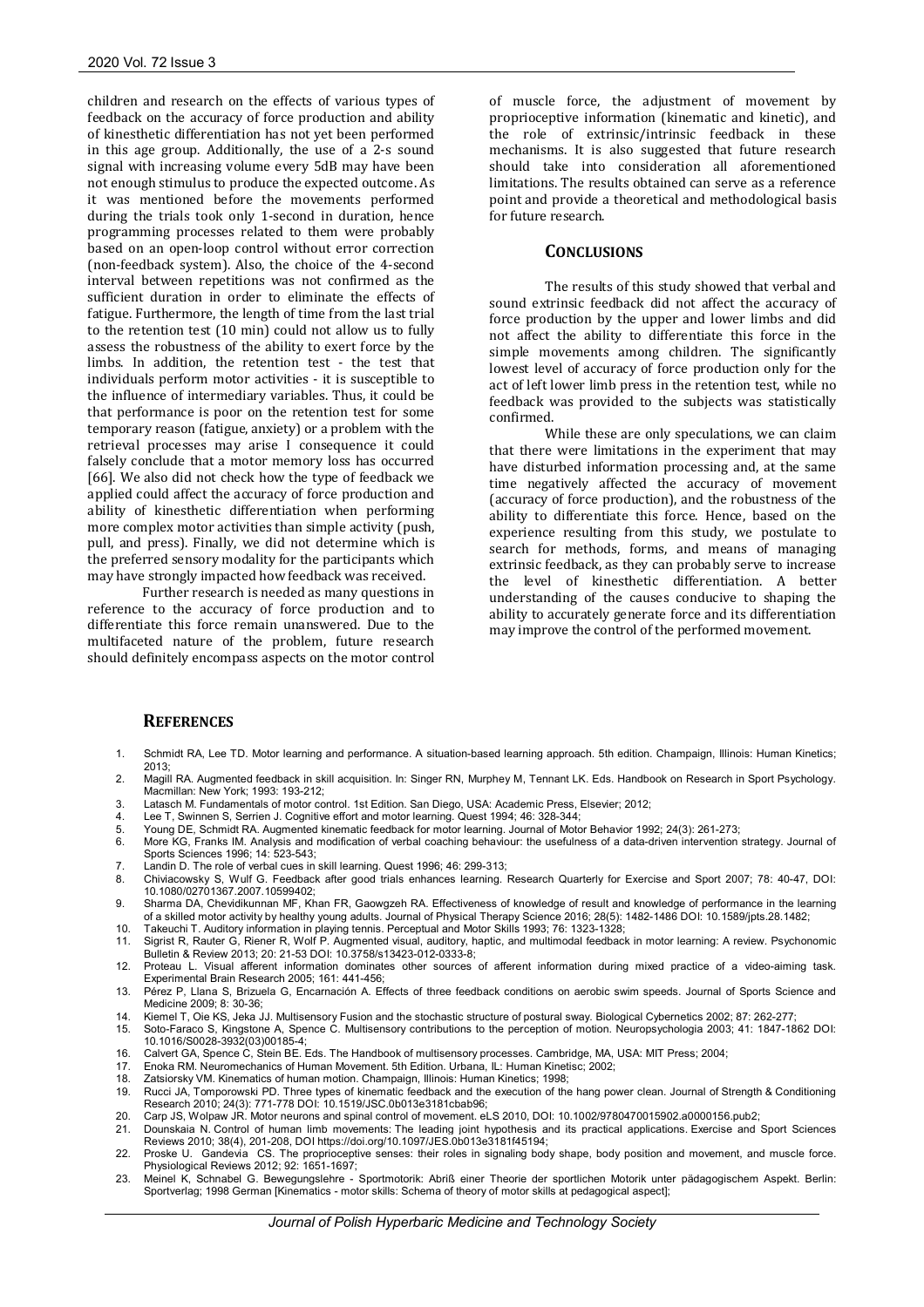children and research on the effects of various types of feedback on the accuracy of force production and ability of kinesthetic differentiation has not yet been performed in this age group. Additionally, the use of a 2-s sound signal with increasing volume every 5dB may have been not enough stimulus to produce the expected outcome. As it was mentioned before the movements performed during the trials took only 1-second in duration, hence programming processes related to them were probably based on an open-loop control without error correction (non-feedback system). Also, the choice of the 4-second interval between repetitions was not confirmed as the sufficient duration in order to eliminate the effects of fatigue. Furthermore, the length of time from the last trial to the retention test (10 min) could not allow us to fully assess the robustness of the ability to exert force by the limbs. In addition, the retention test - the test that individuals perform motor activities - it is susceptible to the influence of intermediary variables. Thus, it could be that performance is poor on the retention test for some temporary reason (fatigue, anxiety) or a problem with the retrieval processes may arise I consequence it could falsely conclude that a motor memory loss has occurred [66]. We also did not check how the type of feedback we applied could affect the accuracy of force production and ability of kinesthetic differentiation when performing more complex motor activities than simple activity (push, pull, and press). Finally, we did not determine which is the preferred sensory modality for the participants which may have strongly impacted how feedback was received.

Further research is needed as many questions in reference to the accuracy of force production and to differentiate this force remain unanswered. Due to the multifaceted nature of the problem, future research should definitely encompass aspects on the motor control of muscle force, the adjustment of movement by proprioceptive information (kinematic and kinetic), and the role of extrinsic/intrinsic feedback in these mechanisms. It is also suggested that future research should take into consideration all aforementioned limitations. The results obtained can serve as a reference point and provide a theoretical and methodological basis for future research.

## Conclusions

The results of this study showed that verbal and sound extrinsic feedback did not affect the accuracy of force production by the upper and lower limbs and did not affect the ability to differentiate this force in the simple movements among children. The significantly lowest level of accuracy of force production only for the act of left lower limb press in the retention test, while no feedback was provided to the subjects was statistically confirmed.

While these are only speculations, we can claim that there were limitations in the experiment that may have disturbed information processing and, at the same time negatively affected the accuracy of movement (accuracy of force production), and the robustness of the ability to differentiate this force. Hence, based on the experience resulting from this study, we postulate to search for methods, forms, and means of managing extrinsic feedback, as they can probably serve to increase the level of kinesthetic differentiation. A better understanding of the causes conducive to shaping the ability to accurately generate force and its differentiation may improve the control of the performed movement.

## References

1. Schmidt RA, Lee TD. Motor learning and performance. A situation-based learning approach. 5th edition. Champaign, Illinois: Human Kinetics; 2013;
2. Magill RA. Augmented feedback in skill acquisition. In: Singer RN, Murphey M, Tennant LK. Eds. Handbook on Research in Sport Psychology. Macmillan: New York; 1993: 193-212;
3. Latasch M. Fundamentals of motor control. 1st Edition. San Diego, USA: Academic Press, Elsevier; 2012;
4. Lee T, Swinnen S, Serrien J. Cognitive effort and motor learning. Quest 1994; 46: 328-344;
5. Young DE, Schmidt RA. Augmented kinematic feedback for motor learning. Journal of Motor Behavior 1992; 24(3): 261-273;
6. More KG, Franks IM. Analysis and modification of verbal coaching behaviour: the usefulness of a data-driven intervention strategy. Journal of Sports Sciences 1996; 14: 523-543;
7. Landin D. The role of verbal cues in skill learning. Quest 1996; 46: 299-313;
8. Chiviacowsky S, Wulf G. Feedback after good trials enhances learning. Research Quarterly for Exercise and Sport 2007; 78: 40-47, DOI: 10.1080/02701367.2007.10599402;
9. Sharma DA, Chevidikunnan MF, Khan FR, Gaowgzeh RA. Effectiveness of knowledge of result and knowledge of performance in the learning of a skilled motor activity by healthy young adults. Journal of Physical Therapy Science 2016; 28(5): 1482-1486 DOI: 10.1589/jpts.28.1482;
10. Takeuchi T. Auditory information in playing tennis. Perceptual and Motor Skills 1993; 76: 1323-1328;
11. Sigrist R, Rauter G, Riener R, Wolf P. Augmented visual, auditory, haptic, and multimodal feedback in motor learning: A review. Psychonomic Bulletin & Review 2013; 20: 21-53 DOI: 10.3758/s13423-012-0333-8;
12. Proteau L. Visual afferent information dominates other sources of afferent information during mixed practice of a video-aiming task. Experimental Brain Research 2005; 161: 441-456;
13. Pérez P, Llana S, Brizuela G, Encarnación A. Effects of three feedback conditions on aerobic swim speeds. Journal of Sports Science and Medicine 2009; 8: 30-36;
14. Kiemel T, Oie KS, Jeka JJ. Multisensory Fusion and the stochastic structure of postural sway. Biological Cybernetics 2002; 87: 262-277;
15. Soto-Faraco S, Kingstone A, Spence C. Multisensory contributions to the perception of motion. Neuropsychologia 2003; 41: 1847-1862 DOI: 10.1016/S0028-3932(03)00185-4;
16. Calvert GA, Spence C, Stein BE. Eds. The Handbook of multisensory processes. Cambridge, MA, USA: MIT Press; 2004;
17. Enoka RM. Neuromechanics of Human Movement. 5th Edition. Urbana, IL: Human Kinetisc; 2002;
18. Zatsiorsky VM. Kinematics of human motion. Champaign, Illinois: Human Kinetics; 1998;
19. Rucci JA, Tomporowski PD. Three types of kinematic feedback and the execution of the hang power clean. Journal of Strength & Conditioning Research 2010; 24(3): 771-778 DOI: 10.1519/JSC.0b013e3181cbab96;
20. Carp JS, Wolpaw JR. Motor neurons and spinal control of movement. eLS 2010, DOI: 10.1002/9780470015902.a0000156.pub2;
21. Dounskaia N. Control of human limb movements: The leading joint hypothesis and its practical applications. Exercise and Sport Sciences Reviews 2010; 38(4), 201-208, DOI https://doi.org/10.1097/JES.0b013e3181f45194;
22. Proske U. Gandevia CS. The proprioceptive senses: their roles in signaling body shape, body position and movement, and muscle force. Physiological Reviews 2012; 92: 1651-1697;
23. Meinel K, Schnabel G. Bewegungslehre - Sportmotorik: Abriß einer Theorie der sportlichen Motorik unter pädagogischem Aspekt. Berlin: Sportverlag; 1998 German [Kinematics - motor skills: Schema of theory of motor skills at pedagogical aspect];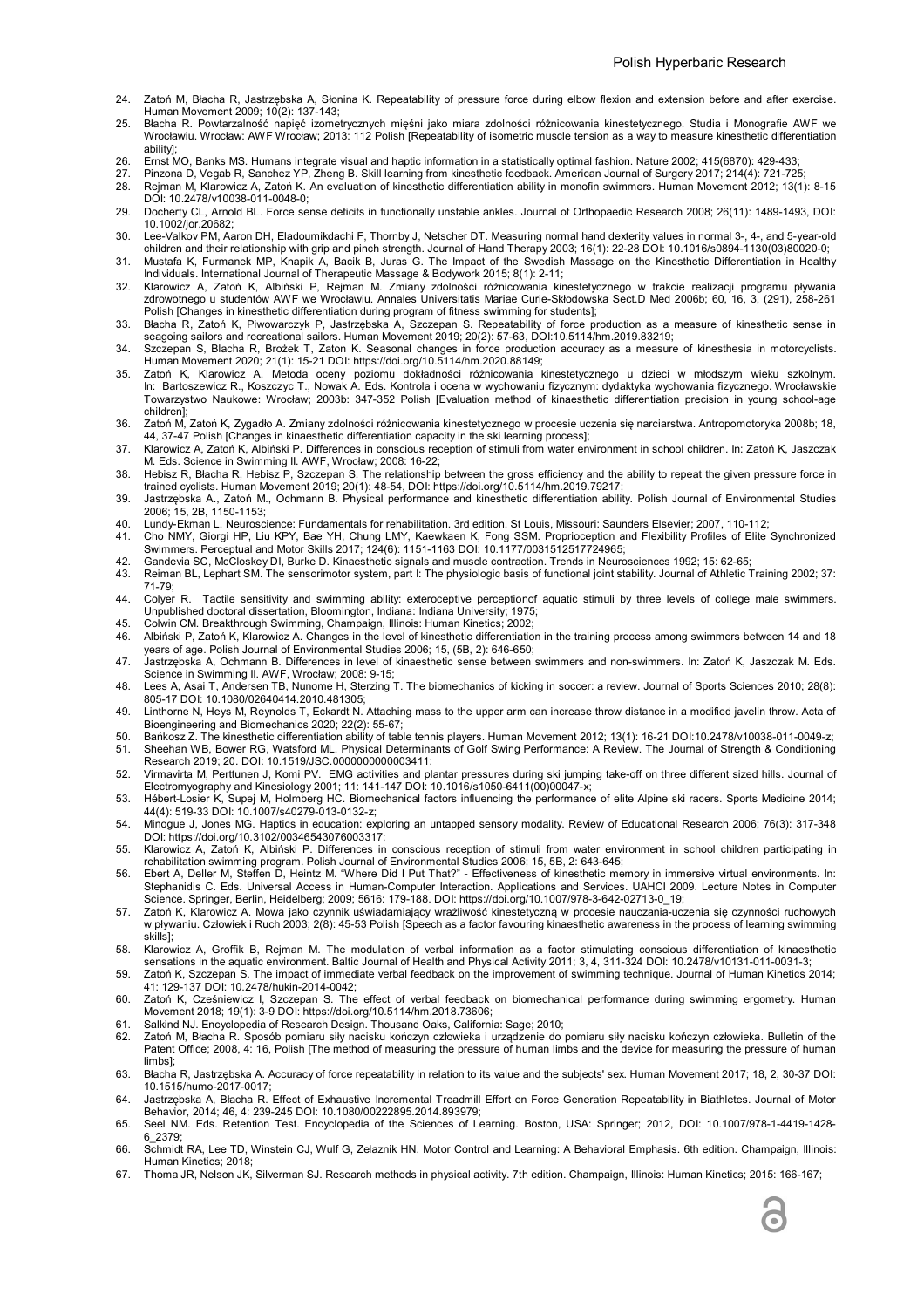24. Zatoń M, Błacha R, Jastrzębska A, Słonina K. Repeatability of pressure force during elbow flexion and extension before and after exercise. Human Movement 2009; 10(2): 137-143;
25. Błacha R. Powtarzalność napięć izometrycznych mięśni jako miara zdolności różnicowania kinestetycznego. Studia i Monografie AWF we Wrocławiu. Wrocław: AWF Wrocław; 2013: 112 Polish [Repeatability of isometric muscle tension as a way to measure kinesthetic differentiation ability];
26. Ernst MO, Banks MS. Humans integrate visual and haptic information in a statistically optimal fashion. Nature 2002; 415(6870): 429-433;
27. Pinzona D, Vegab R, Sanchez YP, Zheng B. Skill learning from kinesthetic feedback. American Journal of Surgery 2017; 214(4): 721-725;
28. Rejman M, Klarowicz A, Zatoń K. An evaluation of kinesthetic differentiation ability in monofin swimmers. Human Movement 2012; 13(1): 8-15 DOI: 10.2478/v10038-011-0048-0;
29. Docherty CL, Arnold BL. Force sense deficits in functionally unstable ankles. Journal of Orthopaedic Research 2008; 26(11): 1489-1493, DOI: 10.1002/jor.20682;
30. Lee-Valkov PM, Aaron DH, Eladoumikdachi F, Thornby J, Netscher DT. Measuring normal hand dexterity values in normal 3-, 4-, and 5-year-old children and their relationship with grip and pinch strength. Journal of Hand Therapy 2003; 16(1): 22-28 DOI: 10.1016/s0894-1130(03)80020-0;
31. Mustafa K, Furmanek MP, Knapik A, Bacik B, Juras G. The Impact of the Swedish Massage on the Kinesthetic Differentiation in Healthy Individuals. International Journal of Therapeutic Massage & Bodywork 2015; 8(1): 2-11;
32. Klarowicz A, Zatoń K, Albiński P, Rejman M. Zmiany zdolności różnicowania kinestetycznego w trakcie realizacji programu pływania zdrowotnego u studentów AWF we Wrocławiu. Annales Universitatis Mariae Curie-Skłodowska Sect.D Med 2006b; 60, 16, 3, (291), 258-261 Polish [Changes in kinesthetic differentiation during program of fitness swimming for students];
33. Błacha R, Zatoń K, Piwowarczyk P, Jastrzębska A, Szczepan S. Repeatability of force production as a measure of kinesthetic sense in seagoing sailors and recreational sailors. Human Movement 2019; 20(2): 57-63, DOI:10.5114/hm.2019.83219;
34. Szczepan S, Błacha R, Brożek T, Zatoń K. Seasonal changes in force production accuracy as a measure of kinesthesia in motorcyclists. Human Movement 2020; 21(1): 15-21 DOI: https://doi.org/10.5114/hm.2020.88149;
35. Zatoń K, Klarowicz A. Metoda oceny poziomu dokładności różnicowania kinestetycznego u dzieci w młodszym wieku szkolnym. In: Bartoszewicz R., Koszczyc T., Nowak A. Eds. Kontrola i ocena w wychowaniu fizycznym: dydaktyka wychowania fizycznego. Wrocławskie Towarzystwo Naukowe: Wrocław; 2003b: 347-352 Polish [Evaluation method of kinaesthetic differentiation precision in young school-age children];
36. Zatoń M, Zatoń K, Zygadło A. Zmiany zdolności różnicowania kinestetycznego w procesie uczenia się narciarstwa. Antropomotoryka 2008b; 18, 44, 37-47 Polish [Changes in kinaesthetic differentiation capacity in the ski learning process];
37. Klarowicz A, Zatoń K, Albiński P. Differences in conscious reception of stimuli from water environment in school children. In: Zatoń K, Jaszczak M. Eds. Science in Swimming II. AWF, Wrocław; 2008: 16-22;
38. Hebisz R, Błacha R, Hebisz P, Szczepan S. The relationship between the gross efficiency and the ability to repeat the given pressure force in trained cyclists. Human Movement 2019; 20(1): 48-54, DOI: https://doi.org/10.5114/hm.2019.79217;
39. Jastrzębska A., Zatoń M., Ochmann B. Physical performance and kinesthetic differentiation ability. Polish Journal of Environmental Studies 2006; 15, 2B, 1150-1153;
40. Lundy-Ekman L. Neuroscience: Fundamentals for rehabilitation. 3rd edition. St Louis, Missouri: Saunders Elsevier; 2007, 110-112;
41. Cho NMY, Giorgi HP, Liu KPY, Bae YH, Chung LMY, Kaewkaen K, Fong SSM. Proprioception and Flexibility Profiles of Elite Synchronized Swimmers. Perceptual and Motor Skills 2017; 124(6): 1151-1163 DOI: 10.1177/0031512517724965;
42. Gandevia SC, McCloskey DI, Burke D. Kinaesthetic signals and muscle contraction. Trends in Neurosciences 1992; 15: 62-65;
43. Reiman BL, Lephart SM. The sensorimotor system, part I: The physiologic basis of functional joint stability. Journal of Athletic Training 2002; 37: 71-79;
44. Colyer R. Tactile sensitivity and swimming ability: exteroceptive perceptionof aquatic stimuli by three levels of college male swimmers. Unpublished doctoral dissertation, Bloomington, Indiana: Indiana University; 1975;
45. Colwin CM. Breakthrough Swimming, Champaign, Illinois: Human Kinetics; 2002;
46. Albiński P, Zatoń K, Klarowicz A. Changes in the level of kinesthetic differentiation in the training process among swimmers between 14 and 18 years of age. Polish Journal of Environmental Studies 2006; 15, (5B, 2): 646-650;
47. Jastrzębska A, Ochmann B. Differences in level of kinaesthetic sense between swimmers and non-swimmers. In: Zatoń K, Jaszczak M. Eds. Science in Swimming II. AWF, Wrocław; 2008: 9-15;
48. Lees A, Asai T, Andersen TB, Nunome H, Sterzing T. The biomechanics of kicking in soccer: a review. Journal of Sports Sciences 2010; 28(8): 805-17 DOI: 10.1080/02640414.2010.481305;
49. Linthorne N, Heys M, Reynolds T, Eckardt N. Attaching mass to the upper arm can increase throw distance in a modified javelin throw. Acta of Bioengineering and Biomechanics 2020; 22(2): 55-67;
50. Bańkosz Z. The kinesthetic differentiation ability of table tennis players. Human Movement 2012; 13(1): 16-21 DOI:10.2478/v10038-011-0049-z;
51. Sheehan WB, Bower RG, Watsford ML. Physical Determinants of Golf Swing Performance: A Review. The Journal of Strength & Conditioning Research 2019; 20. DOI: 10.1519/JSC.0000000000003411;
52. Virmavirta M, Perttunen J, Komi PV. EMG activities and plantar pressures during ski jumping take-off on three different sized hills. Journal of Electromyography and Kinesiology 2001; 11: 141-147 DOI: 10.1016/s1050-6411(00)00047-x;
53. Hébert-Losier K, Supej M, Holmberg HC. Biomechanical factors influencing the performance of elite Alpine ski racers. Sports Medicine 2014; 44(4): 519-33 DOI: 10.1007/s40279-013-0132-z;
54. Minogue J, Jones MG. Haptics in education: exploring an untapped sensory modality. Review of Educational Research 2006; 76(3): 317-348 DOI: https://doi.org/10.3102/00346543076003317;
55. Klarowicz A, Zatoń K, Albiński P. Differences in conscious reception of stimuli from water environment in school children participating in rehabilitation swimming program. Polish Journal of Environmental Studies 2006; 15, 5B, 2: 643-645;
56. Ebert A, Deller M, Steffen D, Heintz M. "Where Did I Put That?" - Effectiveness of kinesthetic memory in immersive virtual environments. In: Stephanidis C. Eds. Universal Access in Human-Computer Interaction. Applications and Services. UAHCI 2009. Lecture Notes in Computer Science. Springer, Berlin, Heidelberg; 2009; 5616: 179-188. DOI: https://doi.org/10.1007/978-3-642-02713-0_19;
57. Zatoń K, Klarowicz A. Mowa jako czynnik uświadamiający wrażliwość kinestetyczną w procesie nauczania-uczenia się czynności ruchowych w pływaniu. Człowiek i Ruch 2003; 2(8): 45-53 Polish [Speech as a factor favouring kinaesthetic awareness in the process of learning swimming skills];
58. Klarowicz A, Groffik B, Rejman M. The modulation of verbal information as a factor stimulating conscious differentiation of kinaesthetic sensations in the aquatic environment. Baltic Journal of Health and Physical Activity 2011; 3, 4, 311-324 DOI: 10.2478/v10131-011-0031-3;
59. Zatoń K, Szczepan S. The impact of immediate verbal feedback on the improvement of swimming technique. Journal of Human Kinetics 2014; 41: 129-137 DOI: 10.2478/hukin-2014-0042;
60. Zatoń K, Cześniewicz I, Szczepan S. The effect of verbal feedback on biomechanical performance during swimming ergometry. Human Movement 2018; 19(1): 3-9 DOI: https://doi.org/10.5114/hm.2018.73606;
61. Salkind NJ. Encyclopedia of Research Design. Thousand Oaks, California: Sage; 2010;
62. Zatoń M, Błacha R. Sposób pomiaru siły nacisku kończyn człowieka i urządzenie do pomiaru siły nacisku kończyn człowieka. Bulletin of the Patent Office; 2008, 4: 16, Polish [The method of measuring the pressure of human limbs and the device for measuring the pressure of human limbs];
63. Błacha R, Jastrzębska A. Accuracy of force repeatability in relation to its value and the subjects' sex. Human Movement 2017; 18, 2, 30-37 DOI: 10.1515/humo-2017-0017;
64. Jastrzębska A, Błacha R. Effect of Exhaustive Incremental Treadmill Effort on Force Generation Repeatability in Biathletes. Journal of Motor Behavior, 2014; 46, 4: 239-245 DOI: 10.1080/00222895.2014.893979;
65. Seel NM. Eds. Retention Test. Encyclopedia of the Sciences of Learning. Boston, USA: Springer; 2012, DOI: 10.1007/978-1-4419-1428-6_2379;
66. Schmidt RA, Lee TD, Winstein CJ, Wulf G, Zelaznik HN. Motor Control and Learning: A Behavioral Emphasis. 6th edition. Champaign, Illinois: Human Kinetics; 2018;
67. Thoma JR, Nelson JK, Silverman SJ. Research methods in physical activity. 7th edition. Champaign, Illinois: Human Kinetics; 2015: 166-167;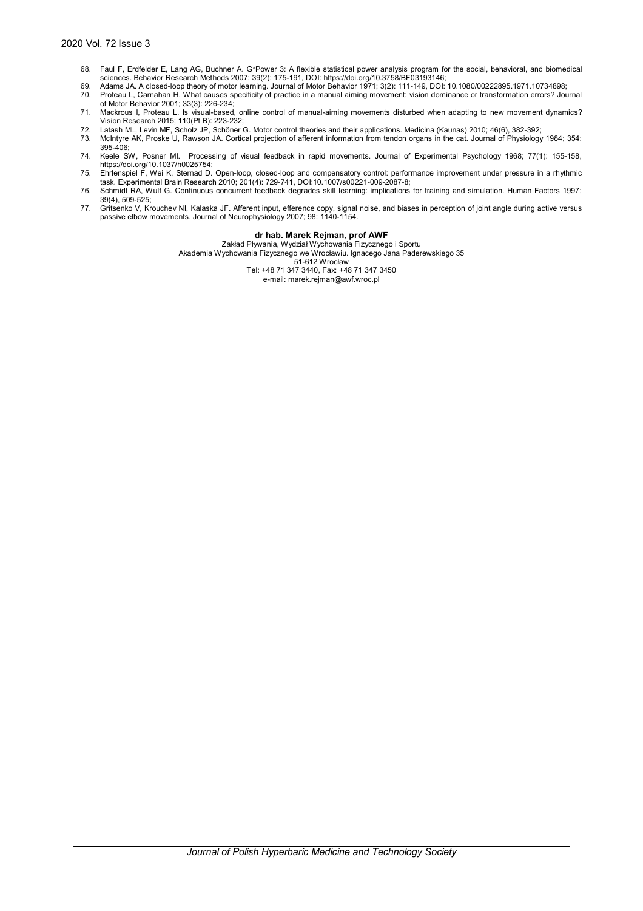68. Faul F, Erdfelder E, Lang AG, Buchner A. G*Power 3: A flexible statistical power analysis program for the social, behavioral, and biomedical sciences. Behavior Research Methods 2007; 39(2): 175-191, DOI: https://doi.org/10.3758/BF03193146;
69. Adams JA. A closed-loop theory of motor learning. Journal of Motor Behavior 1971; 3(2): 111-149, DOI: 10.1080/00222895.1971.10734898;
70. Proteau L, Carnahan H. What causes specificity of practice in a manual aiming movement: vision dominance or transformation errors? Journal of Motor Behavior 2001; 33(3): 226-234;
71. Mackrous I, Proteau L. Is visual-based, online control of manual-aiming movements disturbed when adapting to new movement dynamics? Vision Research 2015; 110(Pt B): 223-232;
72. Latash ML, Levin MF, Scholz JP, Schöner G. Motor control theories and their applications. Medicina (Kaunas) 2010; 46(6), 382-392;
73. McIntyre AK, Proske U, Rawson JA. Cortical projection of afferent information from tendon organs in the cat. Journal of Physiology 1984; 354: 395-406;
74. Keele SW, Posner MI. Processing of visual feedback in rapid movements. Journal of Experimental Psychology 1968; 77(1): 155-158, https://doi.org/10.1037/h0025754;
75. Ehrlenspiel F, Wei K, Sternad D. Open-loop, closed-loop and compensatory control: performance improvement under pressure in a rhythmic task. Experimental Brain Research 2010; 201(4): 729-741, DOI:10.1007/s00221-009-2087-8;
76. Schmidt RA, Wulf G. Continuous concurrent feedback degrades skill learning: implications for training and simulation. Human Factors 1997; 39(4), 509-525;
77. Gritsenko V, Krouchev NI, Kalaska JF. Afferent input, efference copy, signal noise, and biases in perception of joint angle during active versus passive elbow movements. Journal of Neurophysiology 2007; 98: 1140-1154.

**dr hab. Marek Rejman, prof AWF**
Zakład Pływania, Wydział Wychowania Fizycznego i Sportu
Akademia Wychowania Fizycznego we Wrocławiu. Ignacego Jana Paderewskiego 35
51-612 Wrocław
Tel: +48 71 347 3440, Fax: +48 71 347 3450
e-mail: marek.rejman@awf.wroc.pl